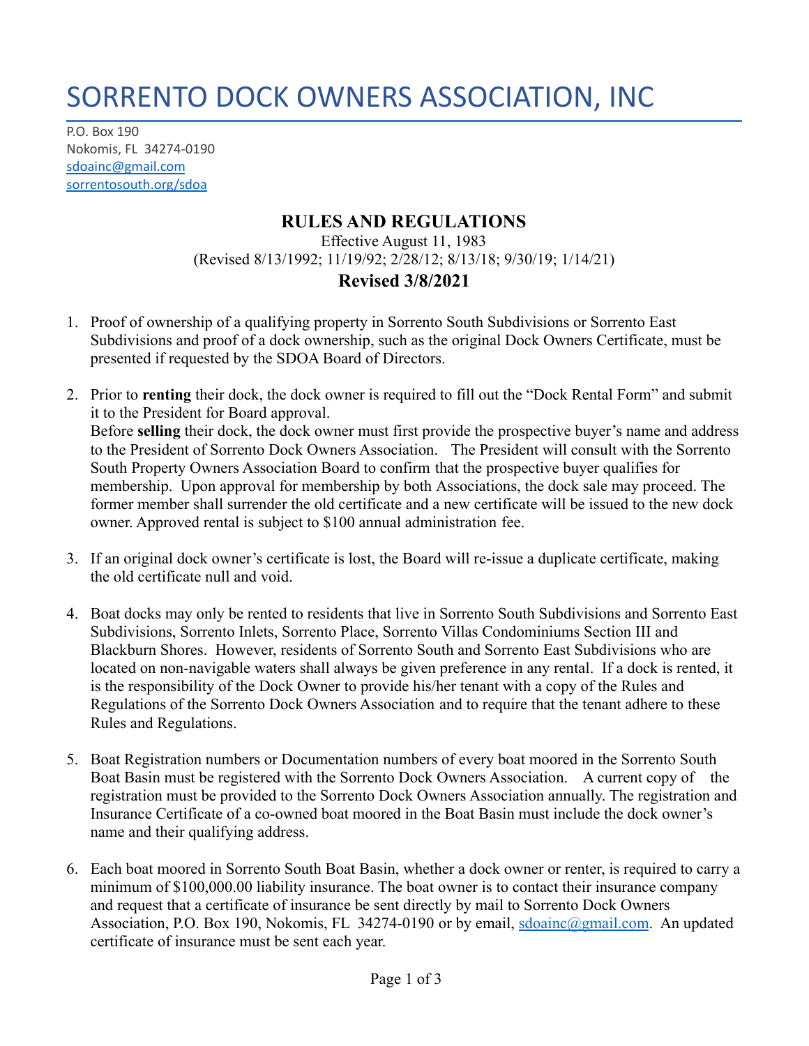# SORRENTO DOCK OWNERS ASSOCIATION, INC

P.O. Box 190
Nokomis, FL 34274-0190
sdoainc@gmail.com
sorrentosouth.org/sdoa

## RULES AND REGULATIONS

Effective August 11, 1983
(Revised 8/13/1992; 11/19/92; 2/28/12; 8/13/18; 9/30/19; 1/14/21)

**Revised 3/8/2021**

1. Proof of ownership of a qualifying property in Sorrento South Subdivisions or Sorrento East Subdivisions and proof of a dock ownership, such as the original Dock Owners Certificate, must be presented if requested by the SDOA Board of Directors.

2. Prior to **renting** their dock, the dock owner is required to fill out the "Dock Rental Form" and submit it to the President for Board approval.
   Before **selling** their dock, the dock owner must first provide the prospective buyer's name and address to the President of Sorrento Dock Owners Association. The President will consult with the Sorrento South Property Owners Association Board to confirm that the prospective buyer qualifies for membership. Upon approval for membership by both Associations, the dock sale may proceed. The former member shall surrender the old certificate and a new certificate will be issued to the new dock owner. Approved rental is subject to $100 annual administration fee.

3. If an original dock owner's certificate is lost, the Board will re-issue a duplicate certificate, making the old certificate null and void.

4. Boat docks may only be rented to residents that live in Sorrento South Subdivisions and Sorrento East Subdivisions, Sorrento Inlets, Sorrento Place, Sorrento Villas Condominiums Section III and Blackburn Shores. However, residents of Sorrento South and Sorrento East Subdivisions who are located on non-navigable waters shall always be given preference in any rental. If a dock is rented, it is the responsibility of the Dock Owner to provide his/her tenant with a copy of the Rules and Regulations of the Sorrento Dock Owners Association and to require that the tenant adhere to these Rules and Regulations.

5. Boat Registration numbers or Documentation numbers of every boat moored in the Sorrento South Boat Basin must be registered with the Sorrento Dock Owners Association. A current copy of the registration must be provided to the Sorrento Dock Owners Association annually. The registration and Insurance Certificate of a co-owned boat moored in the Boat Basin must include the dock owner's name and their qualifying address.

6. Each boat moored in Sorrento South Boat Basin, whether a dock owner or renter, is required to carry a minimum of $100,000.00 liability insurance. The boat owner is to contact their insurance company and request that a certificate of insurance be sent directly by mail to Sorrento Dock Owners Association, P.O. Box 190, Nokomis, FL 34274-0190 or by email, sdoainc@gmail.com. An updated certificate of insurance must be sent each year.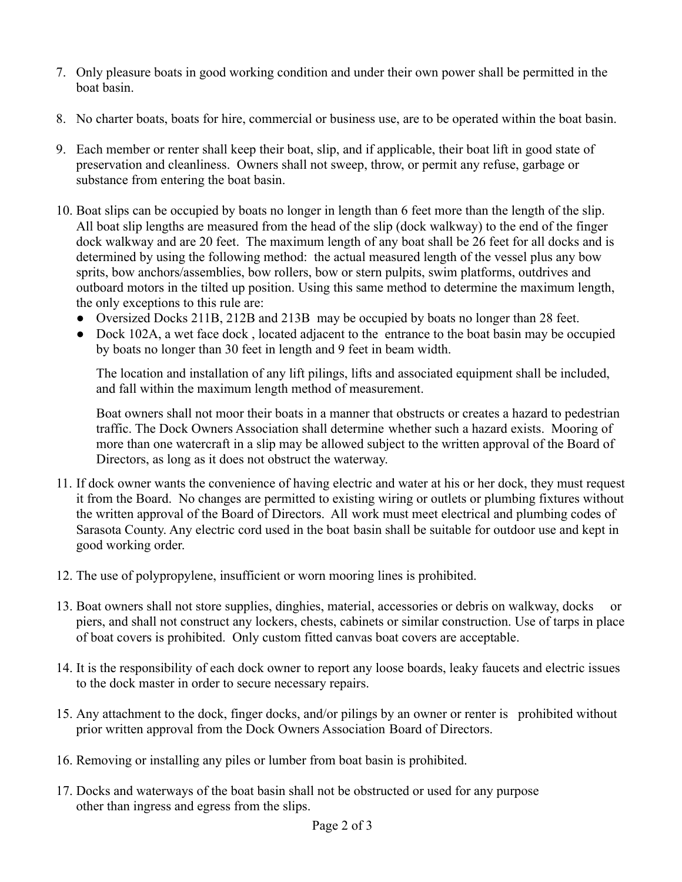7. Only pleasure boats in good working condition and under their own power shall be permitted in the boat basin.

8. No charter boats, boats for hire, commercial or business use, are to be operated within the boat basin.

9. Each member or renter shall keep their boat, slip, and if applicable, their boat lift in good state of preservation and cleanliness. Owners shall not sweep, throw, or permit any refuse, garbage or substance from entering the boat basin.

10. Boat slips can be occupied by boats no longer in length than 6 feet more than the length of the slip. All boat slip lengths are measured from the head of the slip (dock walkway) to the end of the finger dock walkway and are 20 feet. The maximum length of any boat shall be 26 feet for all docks and is determined by using the following method: the actual measured length of the vessel plus any bow sprits, bow anchors/assemblies, bow rollers, bow or stern pulpits, swim platforms, outdrives and outboard motors in the tilted up position. Using this same method to determine the maximum length, the only exceptions to this rule are:
    - Oversized Docks 211B, 212B and 213B may be occupied by boats no longer than 28 feet.
    - Dock 102A, a wet face dock , located adjacent to the entrance to the boat basin may be occupied by boats no longer than 30 feet in length and 9 feet in beam width.

    The location and installation of any lift pilings, lifts and associated equipment shall be included, and fall within the maximum length method of measurement.

    Boat owners shall not moor their boats in a manner that obstructs or creates a hazard to pedestrian traffic. The Dock Owners Association shall determine whether such a hazard exists. Mooring of more than one watercraft in a slip may be allowed subject to the written approval of the Board of Directors, as long as it does not obstruct the waterway.

11. If dock owner wants the convenience of having electric and water at his or her dock, they must request it from the Board. No changes are permitted to existing wiring or outlets or plumbing fixtures without the written approval of the Board of Directors. All work must meet electrical and plumbing codes of Sarasota County. Any electric cord used in the boat basin shall be suitable for outdoor use and kept in good working order.

12. The use of polypropylene, insufficient or worn mooring lines is prohibited.

13. Boat owners shall not store supplies, dinghies, material, accessories or debris on walkway, docks or piers, and shall not construct any lockers, chests, cabinets or similar construction. Use of tarps in place of boat covers is prohibited. Only custom fitted canvas boat covers are acceptable.

14. It is the responsibility of each dock owner to report any loose boards, leaky faucets and electric issues to the dock master in order to secure necessary repairs.

15. Any attachment to the dock, finger docks, and/or pilings by an owner or renter is prohibited without prior written approval from the Dock Owners Association Board of Directors.

16. Removing or installing any piles or lumber from boat basin is prohibited.

17. Docks and waterways of the boat basin shall not be obstructed or used for any purpose other than ingress and egress from the slips.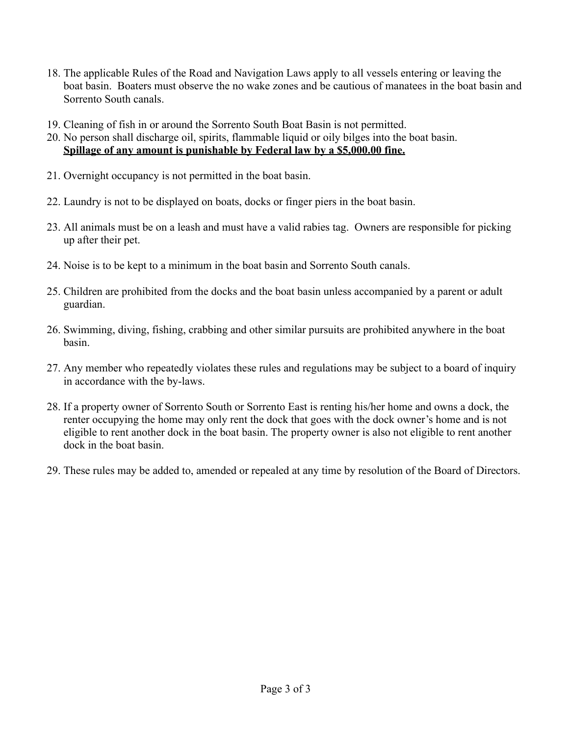18. The applicable Rules of the Road and Navigation Laws apply to all vessels entering or leaving the boat basin. Boaters must observe the no wake zones and be cautious of manatees in the boat basin and Sorrento South canals.

19. Cleaning of fish in or around the Sorrento South Boat Basin is not permitted.
20. No person shall discharge oil, spirits, flammable liquid or oily bilges into the boat basin. **<u>Spillage of any amount is punishable by Federal law by a $5,000.00 fine.</u>**

21. Overnight occupancy is not permitted in the boat basin.

22. Laundry is not to be displayed on boats, docks or finger piers in the boat basin.

23. All animals must be on a leash and must have a valid rabies tag. Owners are responsible for picking up after their pet.

24. Noise is to be kept to a minimum in the boat basin and Sorrento South canals.

25. Children are prohibited from the docks and the boat basin unless accompanied by a parent or adult guardian.

26. Swimming, diving, fishing, crabbing and other similar pursuits are prohibited anywhere in the boat basin.

27. Any member who repeatedly violates these rules and regulations may be subject to a board of inquiry in accordance with the by-laws.

28. If a property owner of Sorrento South or Sorrento East is renting his/her home and owns a dock, the renter occupying the home may only rent the dock that goes with the dock owner's home and is not eligible to rent another dock in the boat basin. The property owner is also not eligible to rent another dock in the boat basin.

29. These rules may be added to, amended or repealed at any time by resolution of the Board of Directors.